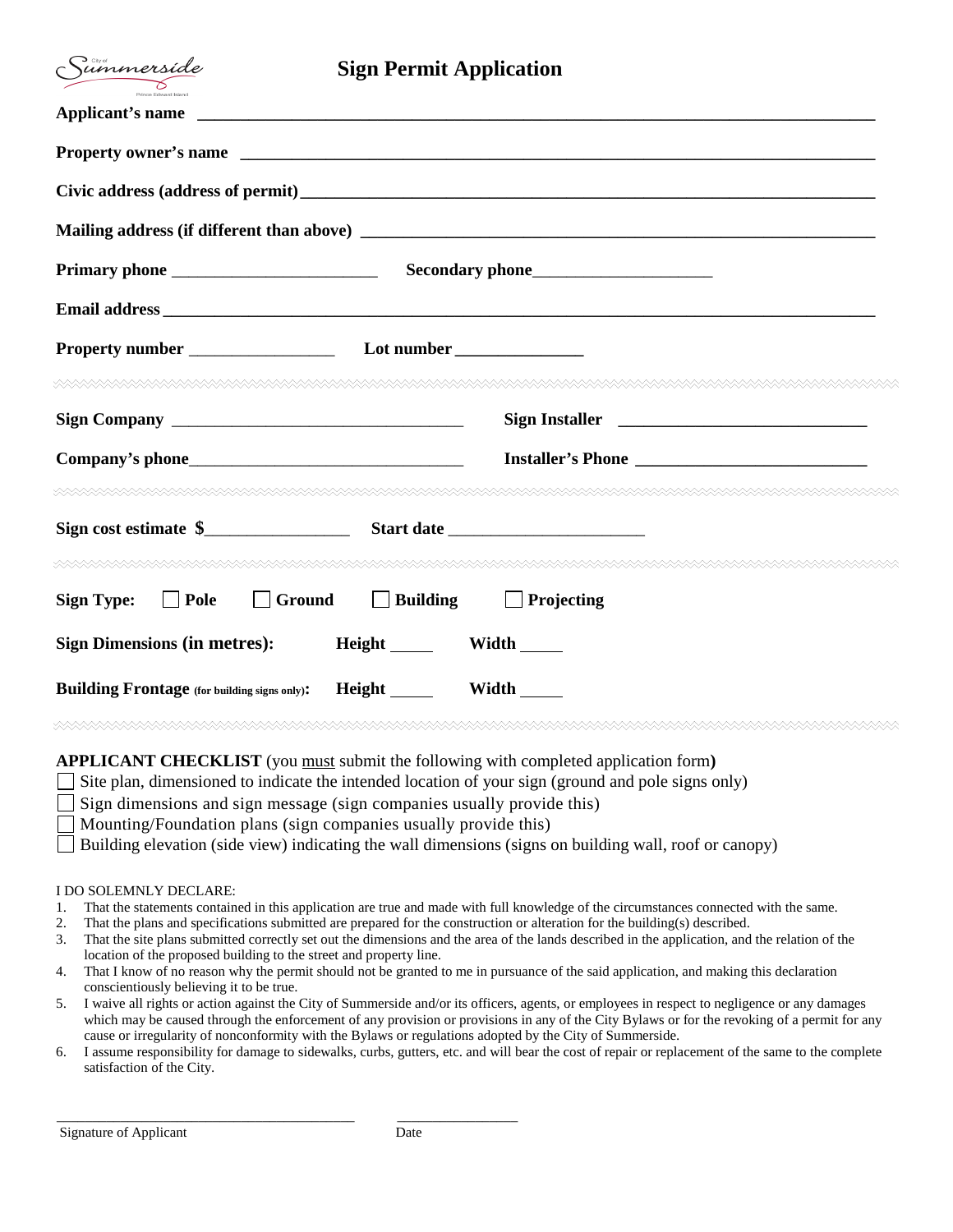# Sign Permit Application

**Applicant's name** ______________________________________________________________

**Property owner's name** __________________________________________________________

**Civic address (address of permit)** ___________________________________________________

**Mailing address (if different than above)** ____________________________________________

**Primary phone** ________________________ **Secondary phone** _____________________

**Email address** ___________________________________________________________________

**Property number** _________________ **Lot number** _______________

---

**Sign Company** ___________________________________ **Sign Installer** _____________________________

**Company's phone** ________________________________ **Installer's Phone** ___________________________

---

**Sign cost estimate $**_________________ **Start date** _______________________

---

**Sign Type:** ☐ **Pole** ☐ **Ground** ☐ **Building** ☐ **Projecting**

**Sign Dimensions (in metres):** **Height** _____ **Width** _____

**Building Frontage** **(for building signs only):** **Height** _____ **Width** _____

---

**APPLICANT CHECKLIST** (you must submit the following with completed application form**)**

☐ Site plan, dimensioned to indicate the intended location of your sign (ground and pole signs only)
☐ Sign dimensions and sign message (sign companies usually provide this)
☐ Mounting/Foundation plans (sign companies usually provide this)
☐ Building elevation (side view) indicating the wall dimensions (signs on building wall, roof or canopy)

I DO SOLEMNLY DECLARE:

1. That the statements contained in this application are true and made with full knowledge of the circumstances connected with the same.
2. That the plans and specifications submitted are prepared for the construction or alteration for the building(s) described.
3. That the site plans submitted correctly set out the dimensions and the area of the lands described in the application, and the relation of the location of the proposed building to the street and property line.
4. That I know of no reason why the permit should not be granted to me in pursuance of the said application, and making this declaration conscientiously believing it to be true.
5. I waive all rights or action against the City of Summerside and/or its officers, agents, or employees in respect to negligence or any damages which may be caused through the enforcement of any provision or provisions in any of the City Bylaws or for the revoking of a permit for any cause or irregularity of nonconformity with the Bylaws or regulations adopted by the City of Summerside.
6. I assume responsibility for damage to sidewalks, curbs, gutters, etc. and will bear the cost of repair or replacement of the same to the complete satisfaction of the City.

_________________________________________ _________________

Signature of Applicant Date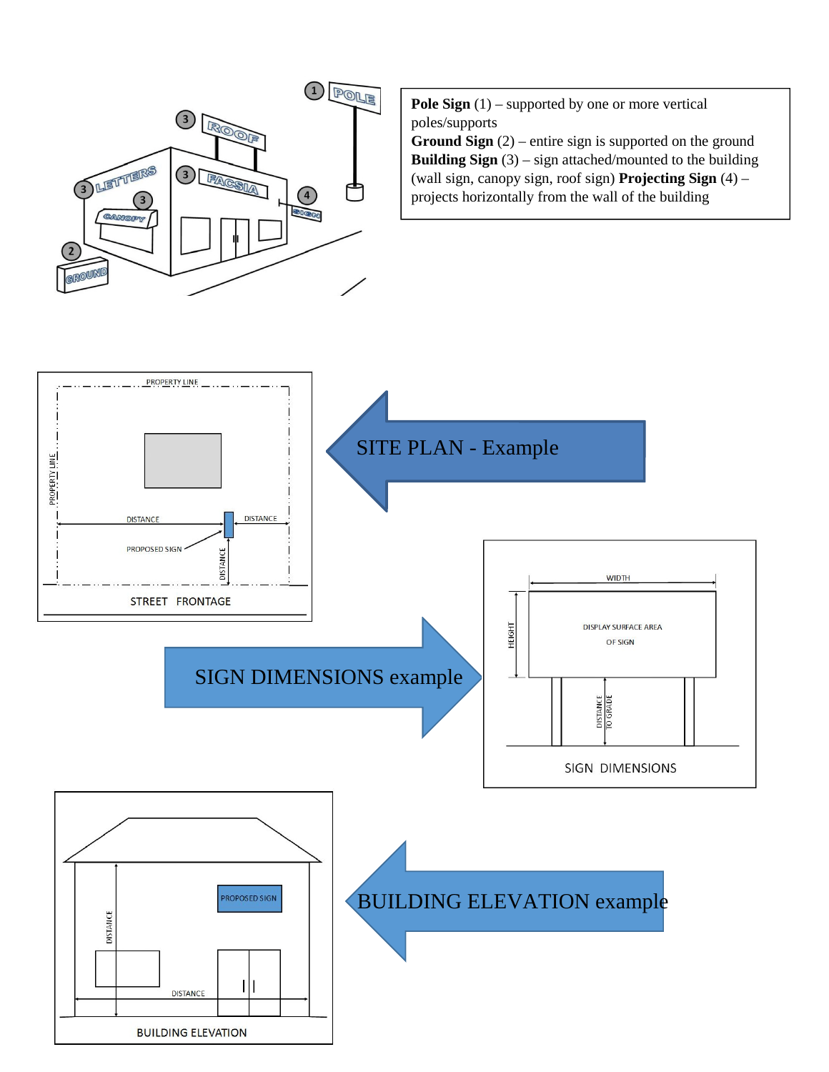**Pole Sign** (1) – supported by one or more vertical poles/supports
**Ground Sign** (2) – entire sign is supported on the ground
**Building Sign** (3) – sign attached/mounted to the building (wall sign, canopy sign, roof sign) **Projecting Sign** (4) – projects horizontally from the wall of the building

1 POLE

3 ROOF

3 LETTERS

3 FACSIA

3 CANOPY

4 SIGN

2 GROUND

PROPERTY LINE

PROPERTY LINE

DISTANCE

DISTANCE

PROPOSED SIGN

DISTANCE

STREET FRONTAGE

SITE PLAN - Example

WIDTH

HEIGHT

DISPLAY SURFACE AREA OF SIGN

DISTANCE TO GRADE

SIGN DIMENSIONS

SIGN DIMENSIONS example

PROPOSED SIGN

DISTANCE

DISTANCE

BUILDING ELEVATION

BUILDING ELEVATION example